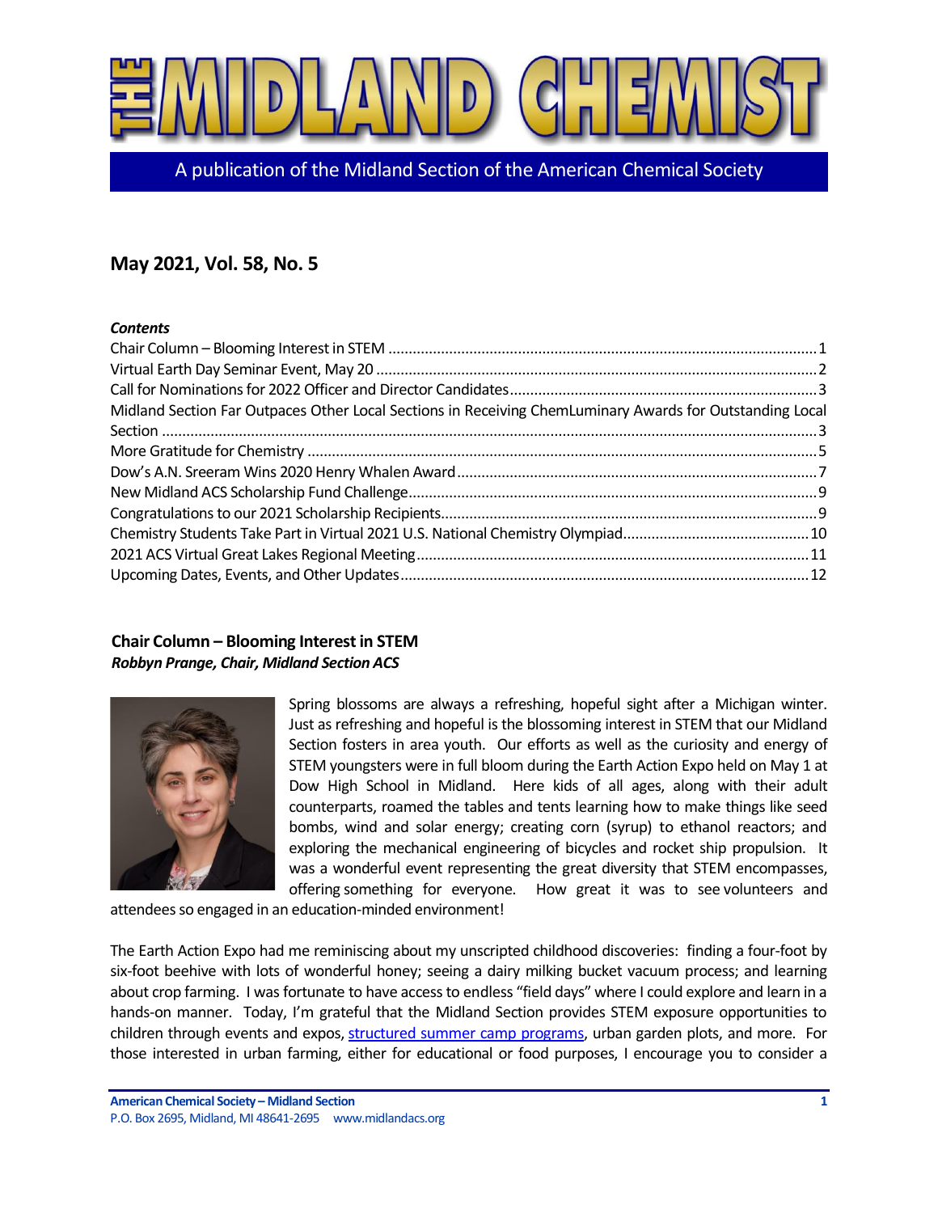# THE MIDLAND CHEMIST

A publication of the Midland Section of the American Chemical Society

## May 2021, Vol. 58, No. 5

***Contents***

- Chair Column – Blooming Interest in STEM ........ 1
- Virtual Earth Day Seminar Event, May 20 ........ 2
- Call for Nominations for 2022 Officer and Director Candidates ........ 3
- Midland Section Far Outpaces Other Local Sections in Receiving ChemLuminary Awards for Outstanding Local Section ........ 3
- More Gratitude for Chemistry ........ 5
- Dow's A.N. Sreeram Wins 2020 Henry Whalen Award ........ 7
- New Midland ACS Scholarship Fund Challenge ........ 9
- Congratulations to our 2021 Scholarship Recipients ........ 9
- Chemistry Students Take Part in Virtual 2021 U.S. National Chemistry Olympiad ........ 10
- 2021 ACS Virtual Great Lakes Regional Meeting ........ 11
- Upcoming Dates, Events, and Other Updates ........ 12

### Chair Column – Blooming Interest in STEM

***Robbyn Prange, Chair, Midland Section ACS***

Spring blossoms are always a refreshing, hopeful sight after a Michigan winter. Just as refreshing and hopeful is the blossoming interest in STEM that our Midland Section fosters in area youth. Our efforts as well as the curiosity and energy of STEM youngsters were in full bloom during the Earth Action Expo held on May 1 at Dow High School in Midland. Here kids of all ages, along with their adult counterparts, roamed the tables and tents learning how to make things like seed bombs, wind and solar energy; creating corn (syrup) to ethanol reactors; and exploring the mechanical engineering of bicycles and rocket ship propulsion. It was a wonderful event representing the great diversity that STEM encompasses, offering something for everyone. How great it was to see volunteers and attendees so engaged in an education-minded environment!

The Earth Action Expo had me reminiscing about my unscripted childhood discoveries: finding a four-foot by six-foot beehive with lots of wonderful honey; seeing a dairy milking bucket vacuum process; and learning about crop farming. I was fortunate to have access to endless "field days" where I could explore and learn in a hands-on manner. Today, I'm grateful that the Midland Section provides STEM exposure opportunities to children through events and expos, structured summer camp programs, urban garden plots, and more. For those interested in urban farming, either for educational or food purposes, I encourage you to consider a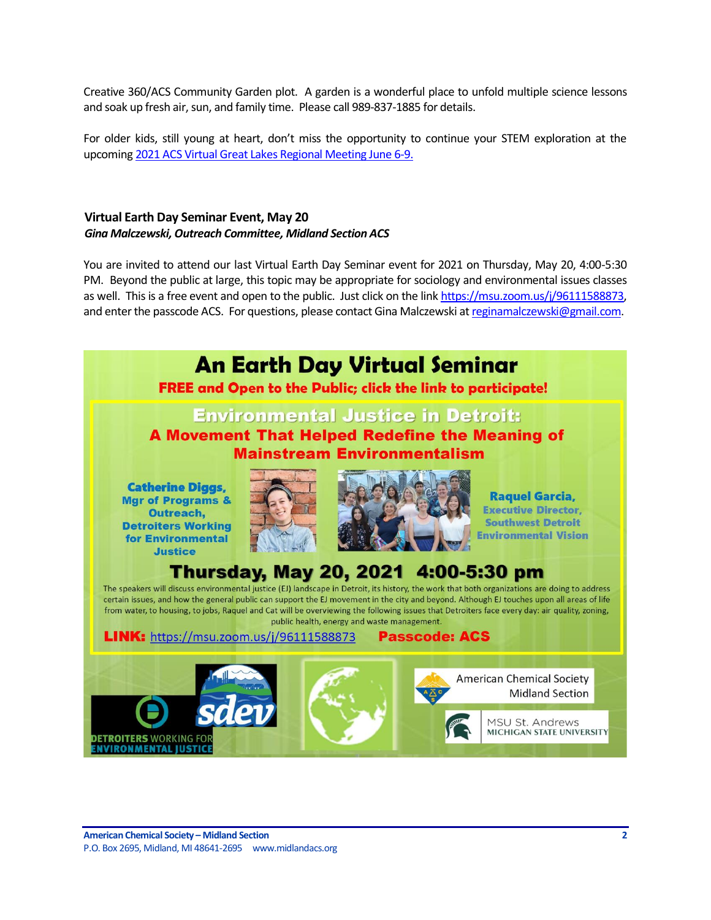Creative 360/ACS Community Garden plot. A garden is a wonderful place to unfold multiple science lessons and soak up fresh air, sun, and family time. Please call 989-837-1885 for details.

For older kids, still young at heart, don't miss the opportunity to continue your STEM exploration at the upcoming [2021 ACS Virtual Great Lakes Regional Meeting June 6-9.]()

## Virtual Earth Day Seminar Event, May 20

***Gina Malczewski, Outreach Committee, Midland Section ACS***

You are invited to attend our last Virtual Earth Day Seminar event for 2021 on Thursday, May 20, 4:00-5:30 PM. Beyond the public at large, this topic may be appropriate for sociology and environmental issues classes as well. This is a free event and open to the public. Just click on the link https://msu.zoom.us/j/96111588873, and enter the passcode ACS. For questions, please contact Gina Malczewski at reginamalczewski@gmail.com.

# An Earth Day Virtual Seminar

**FREE and Open to the Public; click the link to participate!**

## Environmental Justice in Detroit: A Movement That Helped Redefine the Meaning of Mainstream Environmentalism

**Catherine Diggs, Mgr of Programs & Outreach, Detroiters Working for Environmental Justice**

**Raquel Garcia, Executive Director, Southwest Detroit Environmental Vision**

**Thursday, May 20, 2021 4:00-5:30 pm**

The speakers will discuss environmental justice (EJ) landscape in Detroit, its history, the work that both organizations are doing to address certain issues, and how the general public can support the EJ movement in the city and beyond. Although EJ touches upon all areas of life from water, to housing, to jobs, Raquel and Cat will be overviewing the following issues that Detroiters face every day: air quality, zoning, public health, energy and waste management.

**LINK:** https://msu.zoom.us/j/96111588873 **Passcode: ACS**

Detroiters Working for Environmental Justice | sdev | American Chemical Society Midland Section | MSU St. Andrews Michigan State University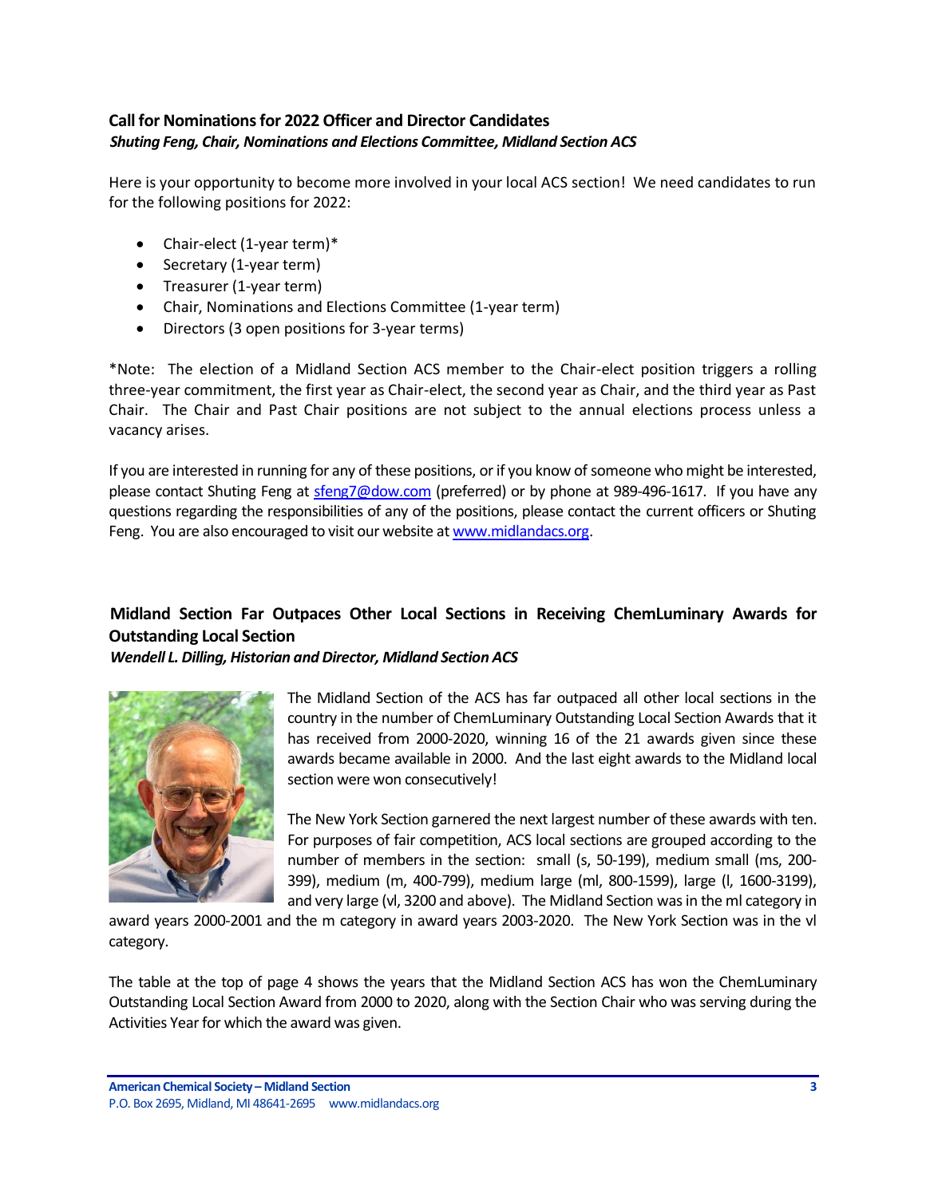## Call for Nominations for 2022 Officer and Director Candidates

***Shuting Feng, Chair, Nominations and Elections Committee, Midland Section ACS***

Here is your opportunity to become more involved in your local ACS section! We need candidates to run for the following positions for 2022:

- Chair-elect (1-year term)*
- Secretary (1-year term)
- Treasurer (1-year term)
- Chair, Nominations and Elections Committee (1-year term)
- Directors (3 open positions for 3-year terms)

*Note: The election of a Midland Section ACS member to the Chair-elect position triggers a rolling three-year commitment, the first year as Chair-elect, the second year as Chair, and the third year as Past Chair. The Chair and Past Chair positions are not subject to the annual elections process unless a vacancy arises.

If you are interested in running for any of these positions, or if you know of someone who might be interested, please contact Shuting Feng at [sfeng7@dow.com](mailto:sfeng7@dow.com) (preferred) or by phone at 989-496-1617. If you have any questions regarding the responsibilities of any of the positions, please contact the current officers or Shuting Feng. You are also encouraged to visit our website at [www.midlandacs.org](http://www.midlandacs.org).

## Midland Section Far Outpaces Other Local Sections in Receiving ChemLuminary Awards for Outstanding Local Section

***Wendell L. Dilling, Historian and Director, Midland Section ACS***

The Midland Section of the ACS has far outpaced all other local sections in the country in the number of ChemLuminary Outstanding Local Section Awards that it has received from 2000-2020, winning 16 of the 21 awards given since these awards became available in 2000. And the last eight awards to the Midland local section were won consecutively!

The New York Section garnered the next largest number of these awards with ten. For purposes of fair competition, ACS local sections are grouped according to the number of members in the section: small (s, 50-199), medium small (ms, 200-399), medium (m, 400-799), medium large (ml, 800-1599), large (l, 1600-3199), and very large (vl, 3200 and above). The Midland Section was in the ml category in award years 2000-2001 and the m category in award years 2003-2020. The New York Section was in the vl category.

The table at the top of page 4 shows the years that the Midland Section ACS has won the ChemLuminary Outstanding Local Section Award from 2000 to 2020, along with the Section Chair who was serving during the Activities Year for which the award was given.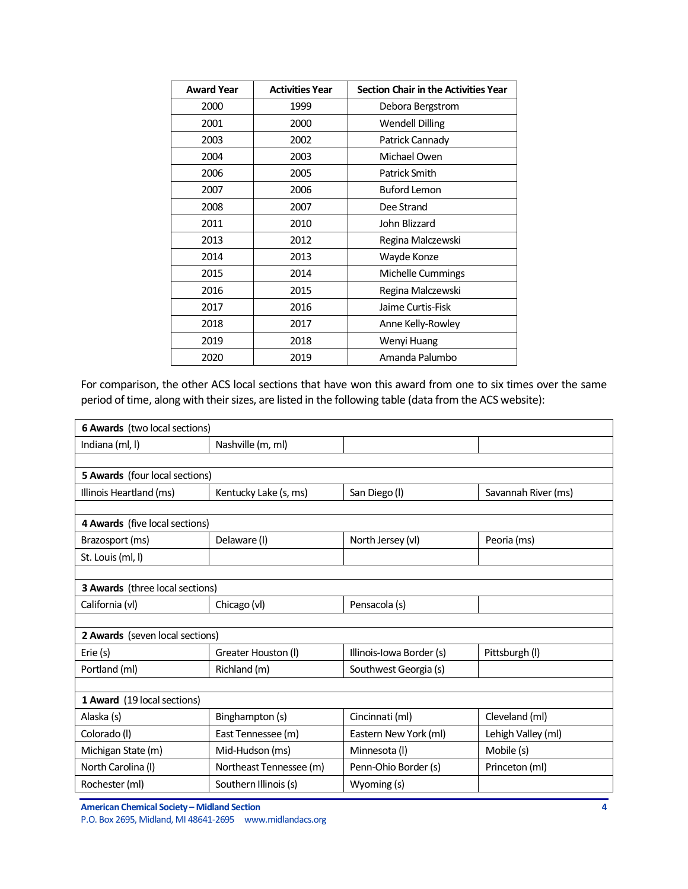| Award Year | Activities Year | Section Chair in the Activities Year |
|---|---|---|
| 2000 | 1999 | Debora Bergstrom |
| 2001 | 2000 | Wendell Dilling |
| 2003 | 2002 | Patrick Cannady |
| 2004 | 2003 | Michael Owen |
| 2006 | 2005 | Patrick Smith |
| 2007 | 2006 | Buford Lemon |
| 2008 | 2007 | Dee Strand |
| 2011 | 2010 | John Blizzard |
| 2013 | 2012 | Regina Malczewski |
| 2014 | 2013 | Wayde Konze |
| 2015 | 2014 | Michelle Cummings |
| 2016 | 2015 | Regina Malczewski |
| 2017 | 2016 | Jaime Curtis-Fisk |
| 2018 | 2017 | Anne Kelly-Rowley |
| 2019 | 2018 | Wenyi Huang |
| 2020 | 2019 | Amanda Palumbo |

For comparison, the other ACS local sections that have won this award from one to six times over the same period of time, along with their sizes, are listed in the following table (data from the ACS website):

| **6 Awards** (two local sections) | | | |
|---|---|---|---|
| Indiana (ml, l) | Nashville (m, ml) | | |
| | | | |
| **5 Awards** (four local sections) | | | |
| Illinois Heartland (ms) | Kentucky Lake (s, ms) | San Diego (l) | Savannah River (ms) |
| | | | |
| **4 Awards** (five local sections) | | | |
| Brazosport (ms) | Delaware (l) | North Jersey (vl) | Peoria (ms) |
| St. Louis (ml, l) | | | |
| | | | |
| **3 Awards** (three local sections) | | | |
| California (vl) | Chicago (vl) | Pensacola (s) | |
| | | | |
| **2 Awards** (seven local sections) | | | |
| Erie (s) | Greater Houston (l) | Illinois-Iowa Border (s) | Pittsburgh (l) |
| Portland (ml) | Richland (m) | Southwest Georgia (s) | |
| | | | |
| **1 Award** (19 local sections) | | | |
| Alaska (s) | Binghampton (s) | Cincinnati (ml) | Cleveland (ml) |
| Colorado (l) | East Tennessee (m) | Eastern New York (ml) | Lehigh Valley (ml) |
| Michigan State (m) | Mid-Hudson (ms) | Minnesota (l) | Mobile (s) |
| North Carolina (l) | Northeast Tennessee (m) | Penn-Ohio Border (s) | Princeton (ml) |
| Rochester (ml) | Southern Illinois (s) | Wyoming (s) | |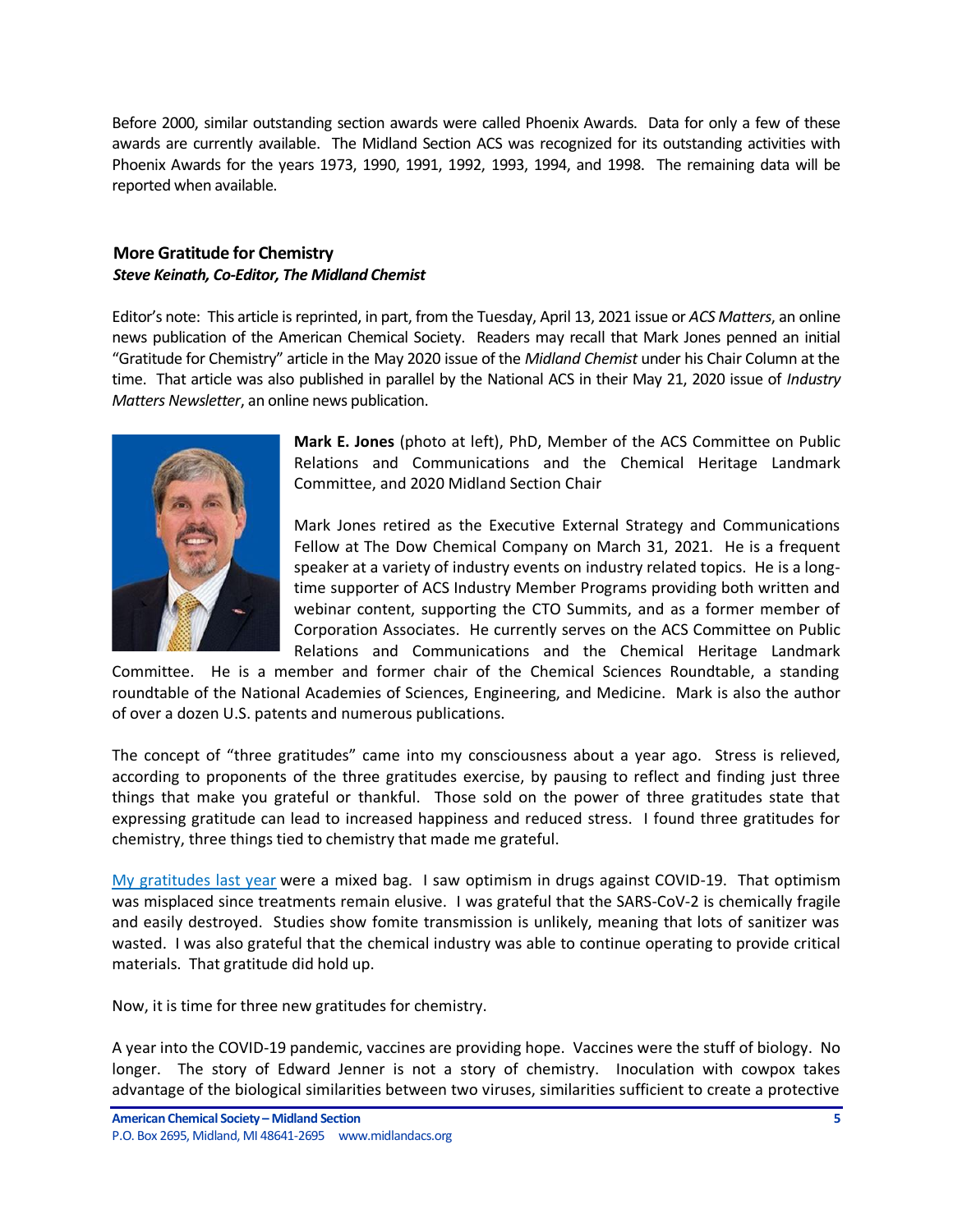Before 2000, similar outstanding section awards were called Phoenix Awards. Data for only a few of these awards are currently available. The Midland Section ACS was recognized for its outstanding activities with Phoenix Awards for the years 1973, 1990, 1991, 1992, 1993, 1994, and 1998. The remaining data will be reported when available.

## More Gratitude for Chemistry

***Steve Keinath, Co-Editor, The Midland Chemist***

Editor's note: This article is reprinted, in part, from the Tuesday, April 13, 2021 issue or *ACS Matters*, an online news publication of the American Chemical Society. Readers may recall that Mark Jones penned an initial "Gratitude for Chemistry" article in the May 2020 issue of the *Midland Chemist* under his Chair Column at the time. That article was also published in parallel by the National ACS in their May 21, 2020 issue of *Industry Matters Newsletter*, an online news publication.

**Mark E. Jones** (photo at left), PhD, Member of the ACS Committee on Public Relations and Communications and the Chemical Heritage Landmark Committee, and 2020 Midland Section Chair

Mark Jones retired as the Executive External Strategy and Communications Fellow at The Dow Chemical Company on March 31, 2021. He is a frequent speaker at a variety of industry events on industry related topics. He is a long-time supporter of ACS Industry Member Programs providing both written and webinar content, supporting the CTO Summits, and as a former member of Corporation Associates. He currently serves on the ACS Committee on Public Relations and Communications and the Chemical Heritage Landmark Committee. He is a member and former chair of the Chemical Sciences Roundtable, a standing roundtable of the National Academies of Sciences, Engineering, and Medicine. Mark is also the author of over a dozen U.S. patents and numerous publications.

The concept of "three gratitudes" came into my consciousness about a year ago. Stress is relieved, according to proponents of the three gratitudes exercise, by pausing to reflect and finding just three things that make you grateful or thankful. Those sold on the power of three gratitudes state that expressing gratitude can lead to increased happiness and reduced stress. I found three gratitudes for chemistry, three things tied to chemistry that made me grateful.

My gratitudes last year were a mixed bag. I saw optimism in drugs against COVID-19. That optimism was misplaced since treatments remain elusive. I was grateful that the SARS-CoV-2 is chemically fragile and easily destroyed. Studies show fomite transmission is unlikely, meaning that lots of sanitizer was wasted. I was also grateful that the chemical industry was able to continue operating to provide critical materials. That gratitude did hold up.

Now, it is time for three new gratitudes for chemistry.

A year into the COVID-19 pandemic, vaccines are providing hope. Vaccines were the stuff of biology. No longer. The story of Edward Jenner is not a story of chemistry. Inoculation with cowpox takes advantage of the biological similarities between two viruses, similarities sufficient to create a protective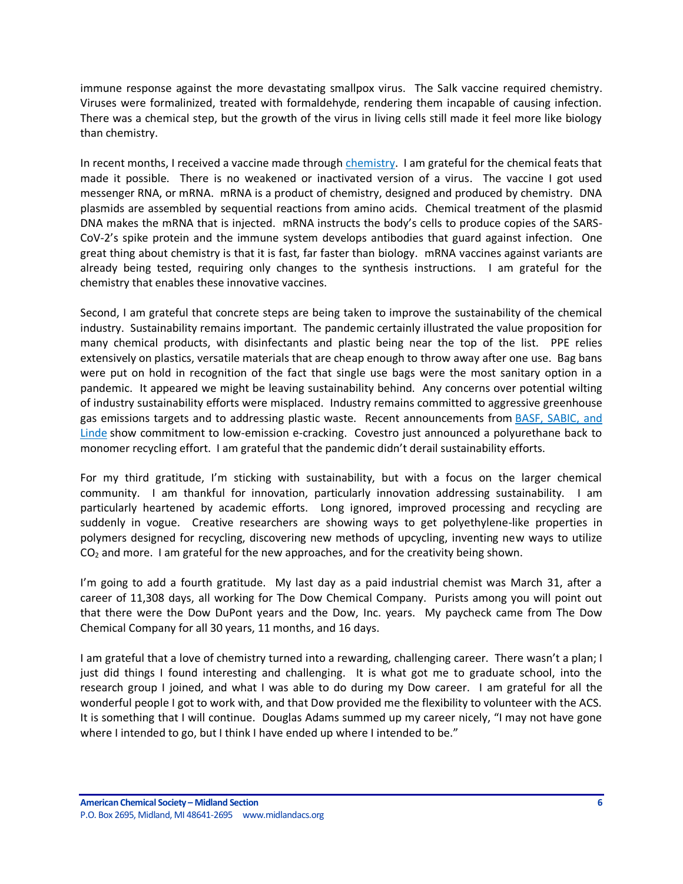immune response against the more devastating smallpox virus. The Salk vaccine required chemistry. Viruses were formalinized, treated with formaldehyde, rendering them incapable of causing infection. There was a chemical step, but the growth of the virus in living cells still made it feel more like biology than chemistry.

In recent months, I received a vaccine made through chemistry. I am grateful for the chemical feats that made it possible. There is no weakened or inactivated version of a virus. The vaccine I got used messenger RNA, or mRNA. mRNA is a product of chemistry, designed and produced by chemistry. DNA plasmids are assembled by sequential reactions from amino acids. Chemical treatment of the plasmid DNA makes the mRNA that is injected. mRNA instructs the body's cells to produce copies of the SARS-CoV-2's spike protein and the immune system develops antibodies that guard against infection. One great thing about chemistry is that it is fast, far faster than biology. mRNA vaccines against variants are already being tested, requiring only changes to the synthesis instructions. I am grateful for the chemistry that enables these innovative vaccines.

Second, I am grateful that concrete steps are being taken to improve the sustainability of the chemical industry. Sustainability remains important. The pandemic certainly illustrated the value proposition for many chemical products, with disinfectants and plastic being near the top of the list. PPE relies extensively on plastics, versatile materials that are cheap enough to throw away after one use. Bag bans were put on hold in recognition of the fact that single use bags were the most sanitary option in a pandemic. It appeared we might be leaving sustainability behind. Any concerns over potential wilting of industry sustainability efforts were misplaced. Industry remains committed to aggressive greenhouse gas emissions targets and to addressing plastic waste. Recent announcements from BASF, SABIC, and Linde show commitment to low-emission e-cracking. Covestro just announced a polyurethane back to monomer recycling effort. I am grateful that the pandemic didn't derail sustainability efforts.

For my third gratitude, I'm sticking with sustainability, but with a focus on the larger chemical community. I am thankful for innovation, particularly innovation addressing sustainability. I am particularly heartened by academic efforts. Long ignored, improved processing and recycling are suddenly in vogue. Creative researchers are showing ways to get polyethylene-like properties in polymers designed for recycling, discovering new methods of upcycling, inventing new ways to utilize $CO_2$ and more. I am grateful for the new approaches, and for the creativity being shown.

I'm going to add a fourth gratitude. My last day as a paid industrial chemist was March 31, after a career of 11,308 days, all working for The Dow Chemical Company. Purists among you will point out that there were the Dow DuPont years and the Dow, Inc. years. My paycheck came from The Dow Chemical Company for all 30 years, 11 months, and 16 days.

I am grateful that a love of chemistry turned into a rewarding, challenging career. There wasn't a plan; I just did things I found interesting and challenging. It is what got me to graduate school, into the research group I joined, and what I was able to do during my Dow career. I am grateful for all the wonderful people I got to work with, and that Dow provided me the flexibility to volunteer with the ACS. It is something that I will continue. Douglas Adams summed up my career nicely, "I may not have gone where I intended to go, but I think I have ended up where I intended to be."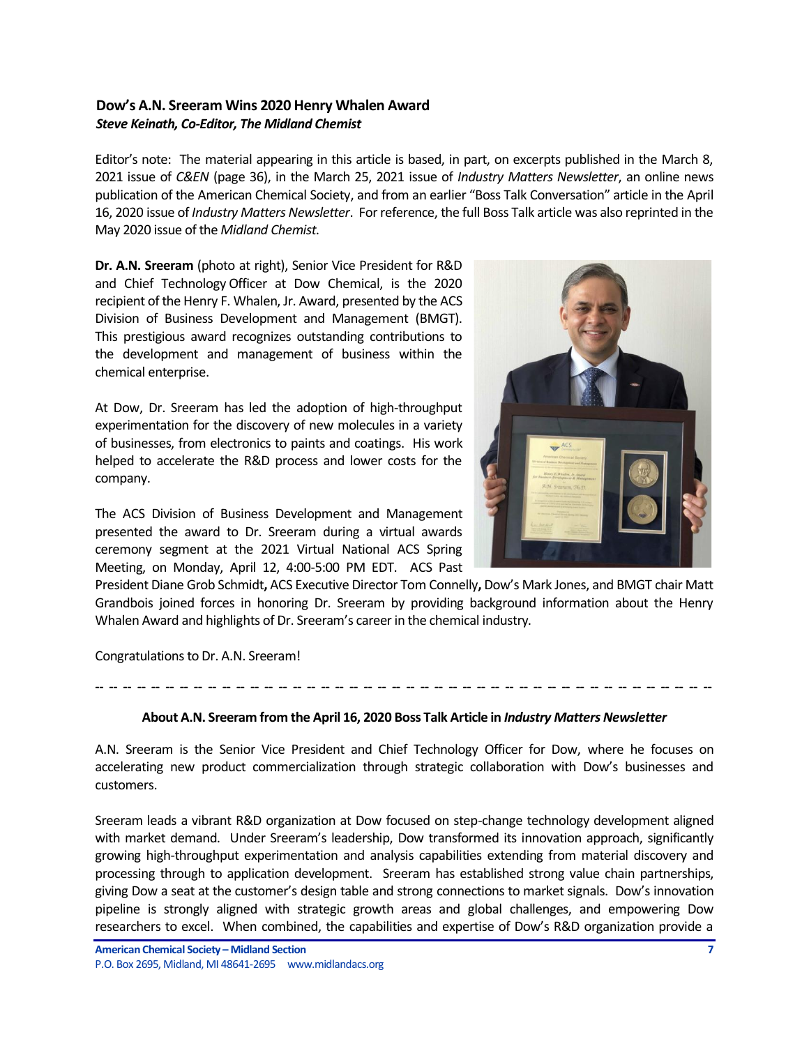## Dow's A.N. Sreeram Wins 2020 Henry Whalen Award

***Steve Keinath, Co-Editor, The Midland Chemist***

Editor's note: The material appearing in this article is based, in part, on excerpts published in the March 8, 2021 issue of *C&EN* (page 36), in the March 25, 2021 issue of *Industry Matters Newsletter*, an online news publication of the American Chemical Society, and from an earlier "Boss Talk Conversation" article in the April 16, 2020 issue of *Industry Matters Newsletter*. For reference, the full Boss Talk article was also reprinted in the May 2020 issue of the *Midland Chemist*.

**Dr. A.N. Sreeram** (photo at right), Senior Vice President for R&D and Chief Technology Officer at Dow Chemical, is the 2020 recipient of the Henry F. Whalen, Jr. Award, presented by the ACS Division of Business Development and Management (BMGT). This prestigious award recognizes outstanding contributions to the development and management of business within the chemical enterprise.

At Dow, Dr. Sreeram has led the adoption of high-throughput experimentation for the discovery of new molecules in a variety of businesses, from electronics to paints and coatings. His work helped to accelerate the R&D process and lower costs for the company.

The ACS Division of Business Development and Management presented the award to Dr. Sreeram during a virtual awards ceremony segment at the 2021 Virtual National ACS Spring Meeting, on Monday, April 12, 4:00-5:00 PM EDT. ACS Past President Diane Grob Schmidt**,** ACS Executive Director Tom Connelly**,** Dow's Mark Jones, and BMGT chair Matt Grandbois joined forces in honoring Dr. Sreeram by providing background information about the Henry Whalen Award and highlights of Dr. Sreeram's career in the chemical industry.

Congratulations to Dr. A.N. Sreeram!

---

**About A.N. Sreeram from the April 16, 2020 Boss Talk Article in *Industry Matters Newsletter***

A.N. Sreeram is the Senior Vice President and Chief Technology Officer for Dow, where he focuses on accelerating new product commercialization through strategic collaboration with Dow's businesses and customers.

Sreeram leads a vibrant R&D organization at Dow focused on step-change technology development aligned with market demand. Under Sreeram's leadership, Dow transformed its innovation approach, significantly growing high-throughput experimentation and analysis capabilities extending from material discovery and processing through to application development. Sreeram has established strong value chain partnerships, giving Dow a seat at the customer's design table and strong connections to market signals. Dow's innovation pipeline is strongly aligned with strategic growth areas and global challenges, and empowering Dow researchers to excel. When combined, the capabilities and expertise of Dow's R&D organization provide a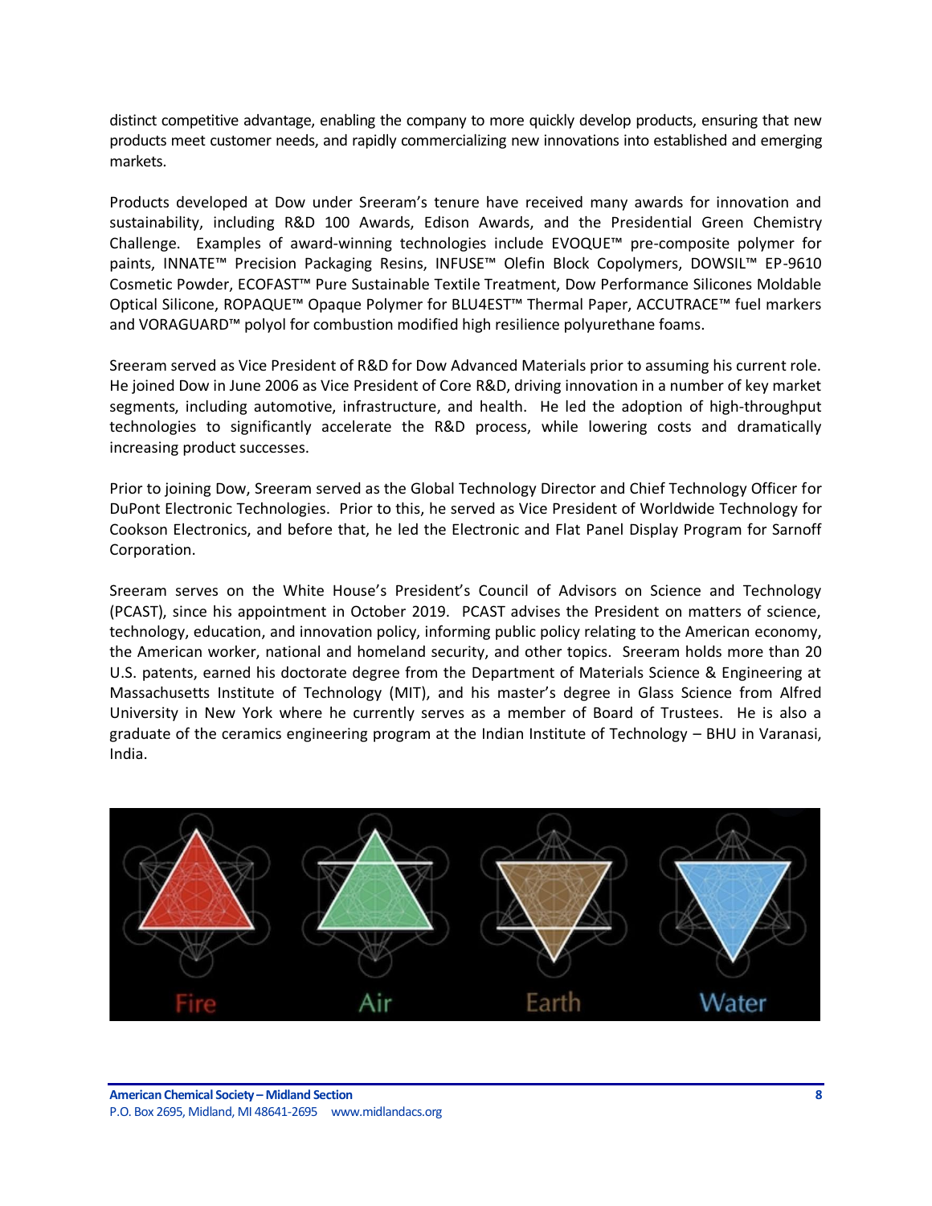distinct competitive advantage, enabling the company to more quickly develop products, ensuring that new products meet customer needs, and rapidly commercializing new innovations into established and emerging markets.

Products developed at Dow under Sreeram's tenure have received many awards for innovation and sustainability, including R&D 100 Awards, Edison Awards, and the Presidential Green Chemistry Challenge. Examples of award-winning technologies include EVOQUE™ pre-composite polymer for paints, INNATE™ Precision Packaging Resins, INFUSE™ Olefin Block Copolymers, DOWSIL™ EP-9610 Cosmetic Powder, ECOFAST™ Pure Sustainable Textile Treatment, Dow Performance Silicones Moldable Optical Silicone, ROPAQUE™ Opaque Polymer for BLU4EST™ Thermal Paper, ACCUTRACE™ fuel markers and VORAGUARD™ polyol for combustion modified high resilience polyurethane foams.

Sreeram served as Vice President of R&D for Dow Advanced Materials prior to assuming his current role. He joined Dow in June 2006 as Vice President of Core R&D, driving innovation in a number of key market segments, including automotive, infrastructure, and health. He led the adoption of high-throughput technologies to significantly accelerate the R&D process, while lowering costs and dramatically increasing product successes.

Prior to joining Dow, Sreeram served as the Global Technology Director and Chief Technology Officer for DuPont Electronic Technologies. Prior to this, he served as Vice President of Worldwide Technology for Cookson Electronics, and before that, he led the Electronic and Flat Panel Display Program for Sarnoff Corporation.

Sreeram serves on the White House's President's Council of Advisors on Science and Technology (PCAST), since his appointment in October 2019. PCAST advises the President on matters of science, technology, education, and innovation policy, informing public policy relating to the American economy, the American worker, national and homeland security, and other topics. Sreeram holds more than 20 U.S. patents, earned his doctorate degree from the Department of Materials Science & Engineering at Massachusetts Institute of Technology (MIT), and his master's degree in Glass Science from Alfred University in New York where he currently serves as a member of Board of Trustees. He is also a graduate of the ceramics engineering program at the Indian Institute of Technology – BHU in Varanasi, India.

Fire Air Earth Water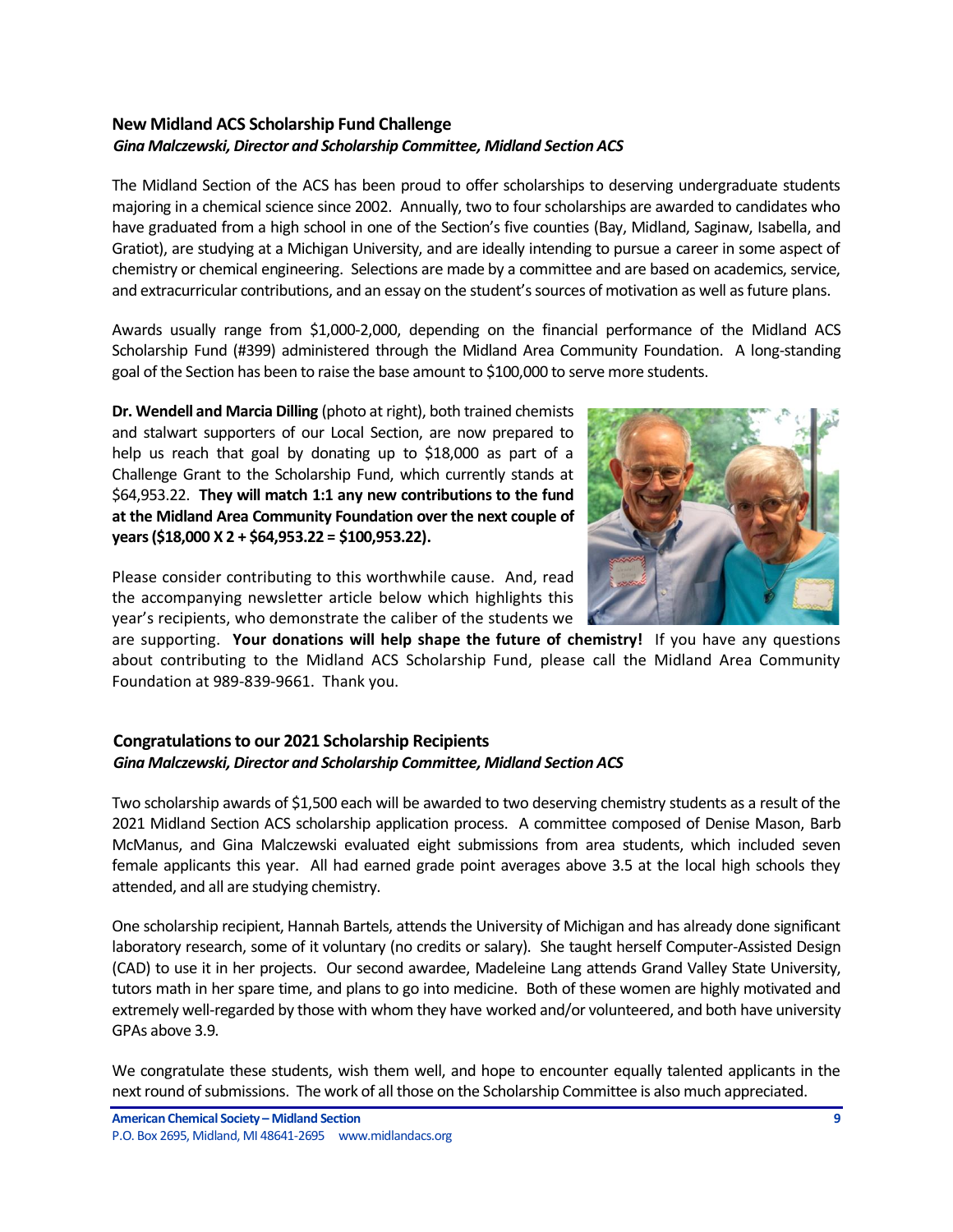## New Midland ACS Scholarship Fund Challenge

***Gina Malczewski, Director and Scholarship Committee, Midland Section ACS***

The Midland Section of the ACS has been proud to offer scholarships to deserving undergraduate students majoring in a chemical science since 2002. Annually, two to four scholarships are awarded to candidates who have graduated from a high school in one of the Section's five counties (Bay, Midland, Saginaw, Isabella, and Gratiot), are studying at a Michigan University, and are ideally intending to pursue a career in some aspect of chemistry or chemical engineering. Selections are made by a committee and are based on academics, service, and extracurricular contributions, and an essay on the student's sources of motivation as well as future plans.

Awards usually range from $1,000-2,000, depending on the financial performance of the Midland ACS Scholarship Fund (#399) administered through the Midland Area Community Foundation. A long-standing goal of the Section has been to raise the base amount to $100,000 to serve more students.

**Dr. Wendell and Marcia Dilling** (photo at right), both trained chemists and stalwart supporters of our Local Section, are now prepared to help us reach that goal by donating up to $18,000 as part of a Challenge Grant to the Scholarship Fund, which currently stands at $64,953.22. **They will match 1:1 any new contributions to the fund at the Midland Area Community Foundation over the next couple of years ($18,000 X 2 + $64,953.22 = $100,953.22).**

Please consider contributing to this worthwhile cause. And, read the accompanying newsletter article below which highlights this year's recipients, who demonstrate the caliber of the students we are supporting. **Your donations will help shape the future of chemistry!** If you have any questions about contributing to the Midland ACS Scholarship Fund, please call the Midland Area Community Foundation at 989-839-9661. Thank you.

## Congratulations to our 2021 Scholarship Recipients

***Gina Malczewski, Director and Scholarship Committee, Midland Section ACS***

Two scholarship awards of $1,500 each will be awarded to two deserving chemistry students as a result of the 2021 Midland Section ACS scholarship application process. A committee composed of Denise Mason, Barb McManus, and Gina Malczewski evaluated eight submissions from area students, which included seven female applicants this year. All had earned grade point averages above 3.5 at the local high schools they attended, and all are studying chemistry.

One scholarship recipient, Hannah Bartels, attends the University of Michigan and has already done significant laboratory research, some of it voluntary (no credits or salary). She taught herself Computer-Assisted Design (CAD) to use it in her projects. Our second awardee, Madeleine Lang attends Grand Valley State University, tutors math in her spare time, and plans to go into medicine. Both of these women are highly motivated and extremely well-regarded by those with whom they have worked and/or volunteered, and both have university GPAs above 3.9.

We congratulate these students, wish them well, and hope to encounter equally talented applicants in the next round of submissions. The work of all those on the Scholarship Committee is also much appreciated.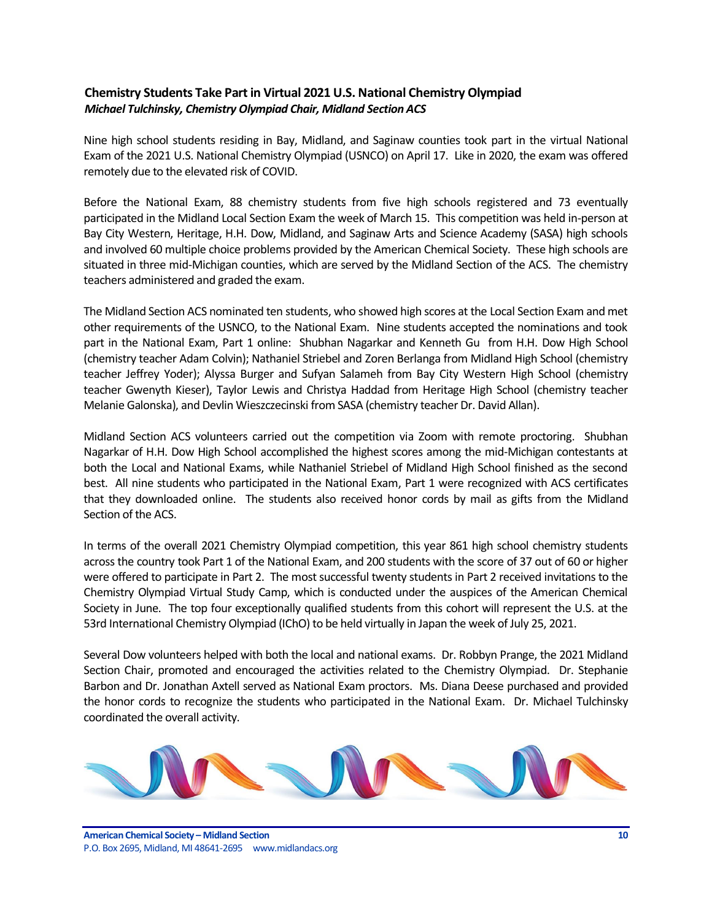### Chemistry Students Take Part in Virtual 2021 U.S. National Chemistry Olympiad

***Michael Tulchinsky, Chemistry Olympiad Chair, Midland Section ACS***

Nine high school students residing in Bay, Midland, and Saginaw counties took part in the virtual National Exam of the 2021 U.S. National Chemistry Olympiad (USNCO) on April 17. Like in 2020, the exam was offered remotely due to the elevated risk of COVID.

Before the National Exam, 88 chemistry students from five high schools registered and 73 eventually participated in the Midland Local Section Exam the week of March 15. This competition was held in-person at Bay City Western, Heritage, H.H. Dow, Midland, and Saginaw Arts and Science Academy (SASA) high schools and involved 60 multiple choice problems provided by the American Chemical Society. These high schools are situated in three mid-Michigan counties, which are served by the Midland Section of the ACS. The chemistry teachers administered and graded the exam.

The Midland Section ACS nominated ten students, who showed high scores at the Local Section Exam and met other requirements of the USNCO, to the National Exam. Nine students accepted the nominations and took part in the National Exam, Part 1 online: Shubhan Nagarkar and Kenneth Gu from H.H. Dow High School (chemistry teacher Adam Colvin); Nathaniel Striebel and Zoren Berlanga from Midland High School (chemistry teacher Jeffrey Yoder); Alyssa Burger and Sufyan Salameh from Bay City Western High School (chemistry teacher Gwenyth Kieser), Taylor Lewis and Christya Haddad from Heritage High School (chemistry teacher Melanie Galonska), and Devlin Wieszczecinski from SASA (chemistry teacher Dr. David Allan).

Midland Section ACS volunteers carried out the competition via Zoom with remote proctoring. Shubhan Nagarkar of H.H. Dow High School accomplished the highest scores among the mid-Michigan contestants at both the Local and National Exams, while Nathaniel Striebel of Midland High School finished as the second best. All nine students who participated in the National Exam, Part 1 were recognized with ACS certificates that they downloaded online. The students also received honor cords by mail as gifts from the Midland Section of the ACS.

In terms of the overall 2021 Chemistry Olympiad competition, this year 861 high school chemistry students across the country took Part 1 of the National Exam, and 200 students with the score of 37 out of 60 or higher were offered to participate in Part 2. The most successful twenty students in Part 2 received invitations to the Chemistry Olympiad Virtual Study Camp, which is conducted under the auspices of the American Chemical Society in June. The top four exceptionally qualified students from this cohort will represent the U.S. at the 53rd International Chemistry Olympiad (IChO) to be held virtually in Japan the week of July 25, 2021.

Several Dow volunteers helped with both the local and national exams. Dr. Robbyn Prange, the 2021 Midland Section Chair, promoted and encouraged the activities related to the Chemistry Olympiad. Dr. Stephanie Barbon and Dr. Jonathan Axtell served as National Exam proctors. Ms. Diana Deese purchased and provided the honor cords to recognize the students who participated in the National Exam. Dr. Michael Tulchinsky coordinated the overall activity.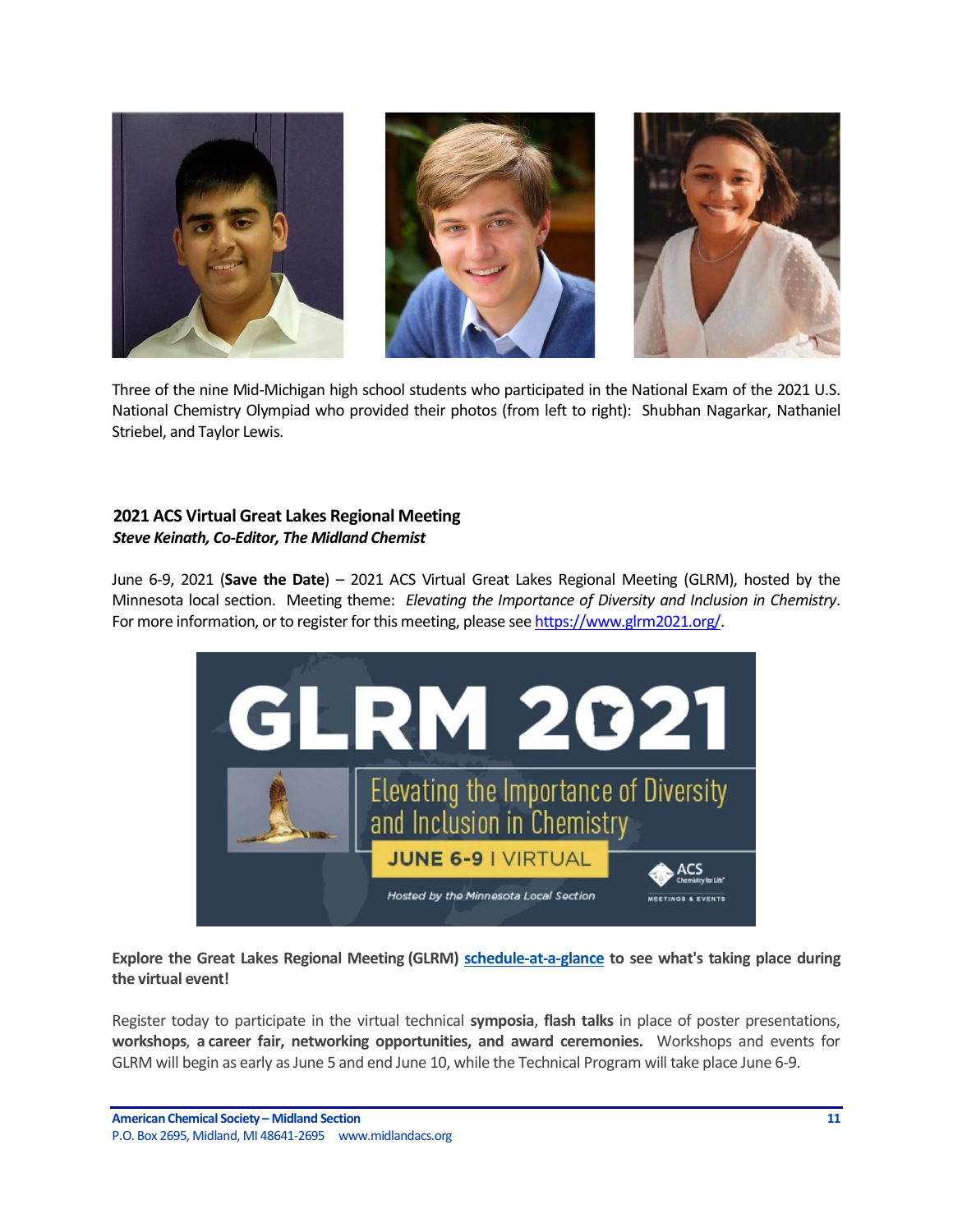Three of the nine Mid-Michigan high school students who participated in the National Exam of the 2021 U.S. National Chemistry Olympiad who provided their photos (from left to right): Shubhan Nagarkar, Nathaniel Striebel, and Taylor Lewis.

## 2021 ACS Virtual Great Lakes Regional Meeting

***Steve Keinath, Co-Editor, The Midland Chemist***

June 6-9, 2021 (**Save the Date**) – 2021 ACS Virtual Great Lakes Regional Meeting (GLRM), hosted by the Minnesota local section. Meeting theme: *Elevating the Importance of Diversity and Inclusion in Chemistry*. For more information, or to register for this meeting, please see [https://www.glrm2021.org/](https://www.glrm2021.org/).

**Explore the Great Lakes Regional Meeting (GLRM) schedule-at-a-glance to see what's taking place during the virtual event!**

Register today to participate in the virtual technical **symposia**, **flash talks** in place of poster presentations, **workshops**, **a career fair, networking opportunities, and award ceremonies.** Workshops and events for GLRM will begin as early as June 5 and end June 10, while the Technical Program will take place June 6-9.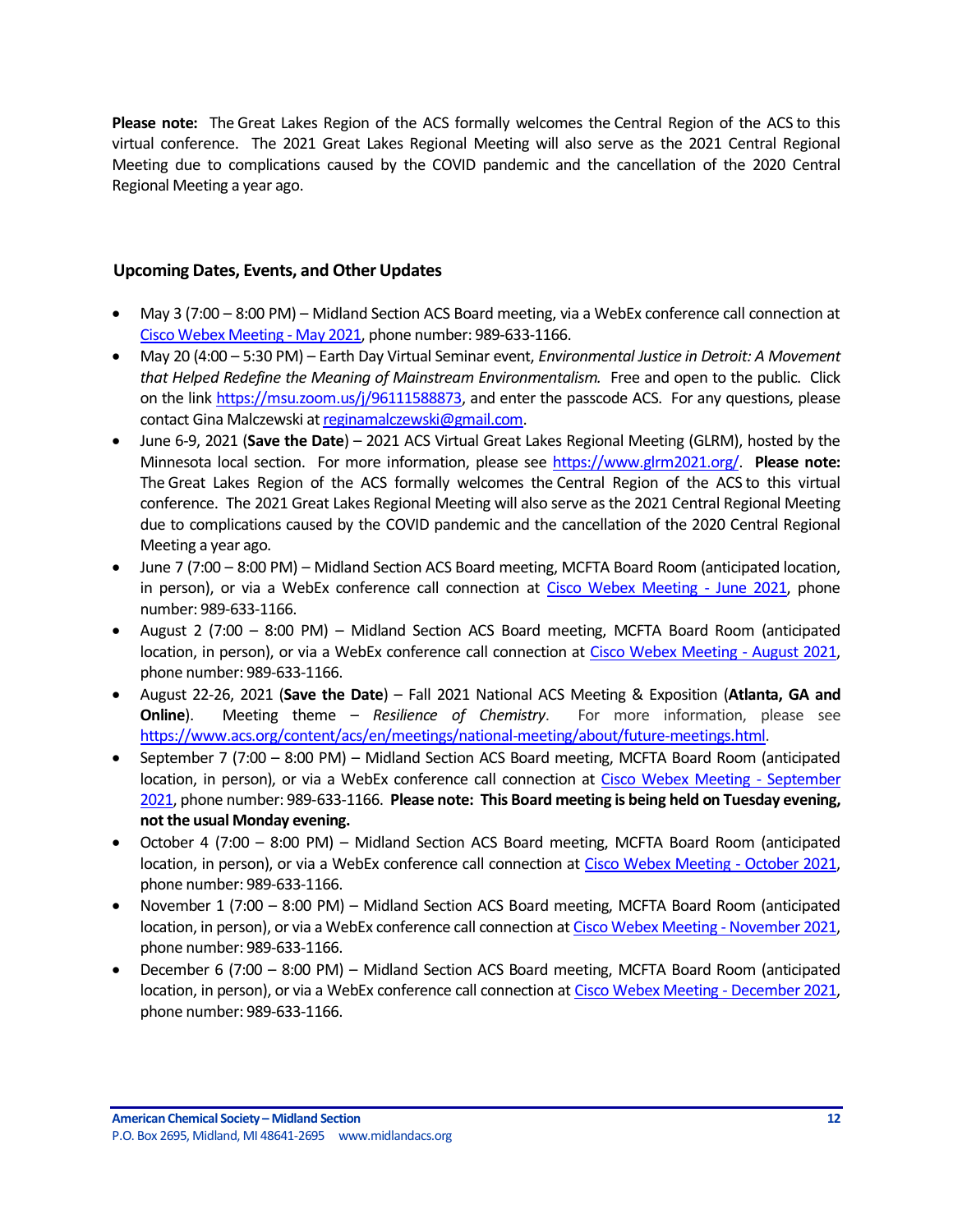**Please note:** The Great Lakes Region of the ACS formally welcomes the Central Region of the ACS to this virtual conference. The 2021 Great Lakes Regional Meeting will also serve as the 2021 Central Regional Meeting due to complications caused by the COVID pandemic and the cancellation of the 2020 Central Regional Meeting a year ago.

### Upcoming Dates, Events, and Other Updates

- May 3 (7:00 – 8:00 PM) – Midland Section ACS Board meeting, via a WebEx conference call connection at Cisco Webex Meeting - May 2021, phone number: 989-633-1166.
- May 20 (4:00 – 5:30 PM) – Earth Day Virtual Seminar event, *Environmental Justice in Detroit: A Movement that Helped Redefine the Meaning of Mainstream Environmentalism.* Free and open to the public. Click on the link https://msu.zoom.us/j/96111588873, and enter the passcode ACS. For any questions, please contact Gina Malczewski at reginamalczewski@gmail.com.
- June 6-9, 2021 (**Save the Date**) – 2021 ACS Virtual Great Lakes Regional Meeting (GLRM), hosted by the Minnesota local section. For more information, please see https://www.glrm2021.org/. **Please note:** The Great Lakes Region of the ACS formally welcomes the Central Region of the ACS to this virtual conference. The 2021 Great Lakes Regional Meeting will also serve as the 2021 Central Regional Meeting due to complications caused by the COVID pandemic and the cancellation of the 2020 Central Regional Meeting a year ago.
- June 7 (7:00 – 8:00 PM) – Midland Section ACS Board meeting, MCFTA Board Room (anticipated location, in person), or via a WebEx conference call connection at Cisco Webex Meeting - June 2021, phone number: 989-633-1166.
- August 2 (7:00 – 8:00 PM) – Midland Section ACS Board meeting, MCFTA Board Room (anticipated location, in person), or via a WebEx conference call connection at Cisco Webex Meeting - August 2021, phone number: 989-633-1166.
- August 22-26, 2021 (**Save the Date**) – Fall 2021 National ACS Meeting & Exposition (**Atlanta, GA and Online**). Meeting theme – *Resilience of Chemistry*. For more information, please see https://www.acs.org/content/acs/en/meetings/national-meeting/about/future-meetings.html.
- September 7 (7:00 – 8:00 PM) – Midland Section ACS Board meeting, MCFTA Board Room (anticipated location, in person), or via a WebEx conference call connection at Cisco Webex Meeting - September 2021, phone number: 989-633-1166. **Please note: This Board meeting is being held on Tuesday evening, not the usual Monday evening.**
- October 4 (7:00 – 8:00 PM) – Midland Section ACS Board meeting, MCFTA Board Room (anticipated location, in person), or via a WebEx conference call connection at Cisco Webex Meeting - October 2021, phone number: 989-633-1166.
- November 1 (7:00 – 8:00 PM) – Midland Section ACS Board meeting, MCFTA Board Room (anticipated location, in person), or via a WebEx conference call connection at Cisco Webex Meeting - November 2021, phone number: 989-633-1166.
- December 6 (7:00 – 8:00 PM) – Midland Section ACS Board meeting, MCFTA Board Room (anticipated location, in person), or via a WebEx conference call connection at Cisco Webex Meeting - December 2021, phone number: 989-633-1166.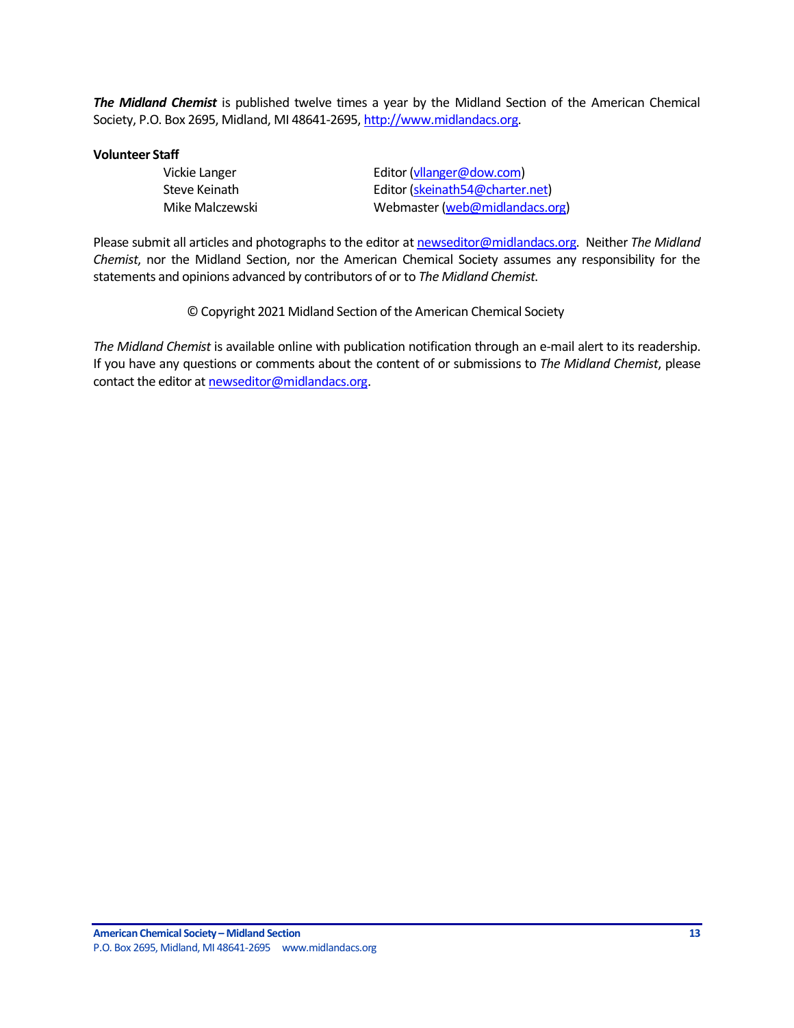***The Midland Chemist*** is published twelve times a year by the Midland Section of the American Chemical Society, P.O. Box 2695, Midland, MI 48641-2695, http://www.midlandacs.org.

**Volunteer Staff**

| | |
|---|---|
| Vickie Langer | Editor (vllanger@dow.com) |
| Steve Keinath | Editor (skeinath54@charter.net) |
| Mike Malczewski | Webmaster (web@midlandacs.org) |

Please submit all articles and photographs to the editor at newseditor@midlandacs.org. Neither *The Midland Chemist*, nor the Midland Section, nor the American Chemical Society assumes any responsibility for the statements and opinions advanced by contributors of or to *The Midland Chemist*.

© Copyright 2021 Midland Section of the American Chemical Society

*The Midland Chemist* is available online with publication notification through an e-mail alert to its readership. If you have any questions or comments about the content of or submissions to *The Midland Chemist*, please contact the editor at newseditor@midlandacs.org.